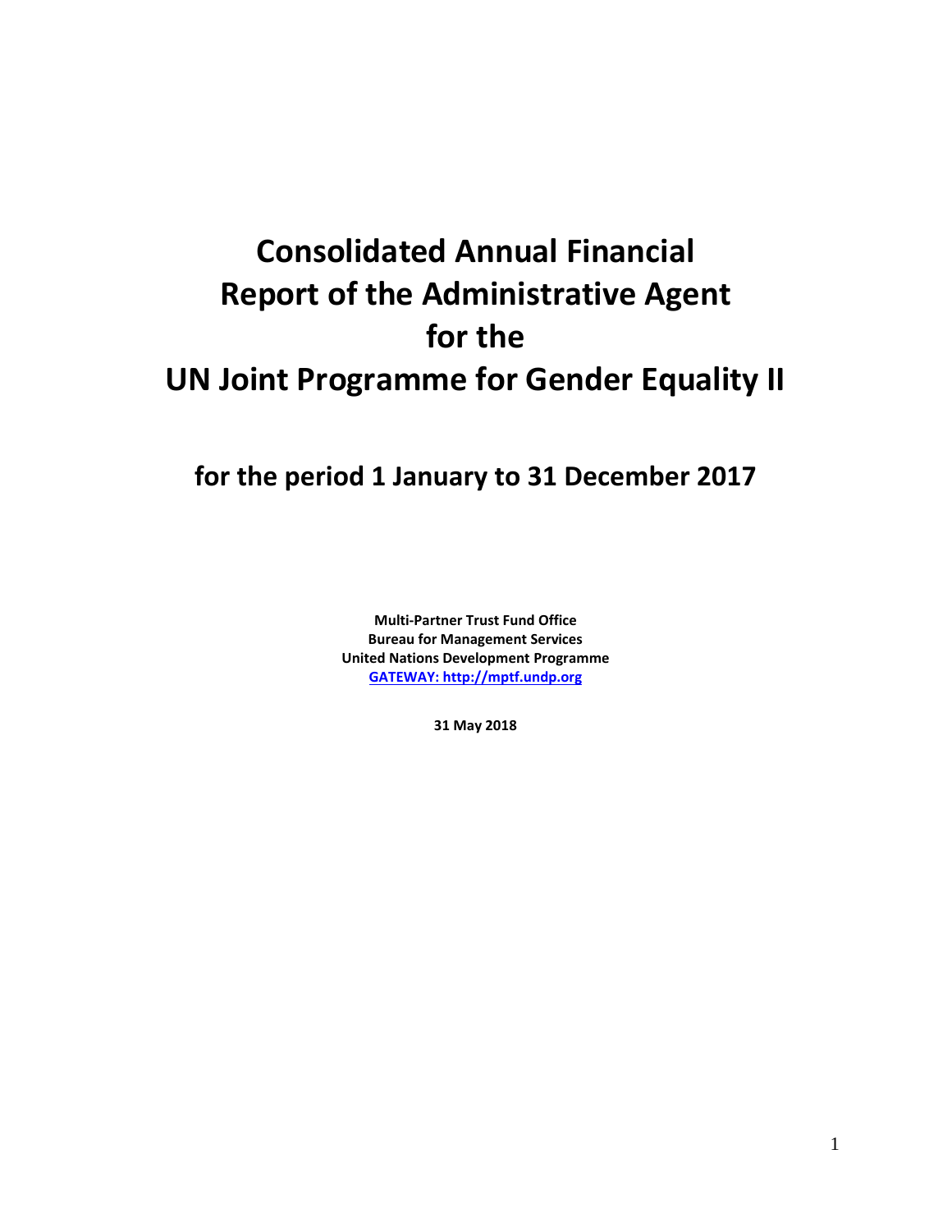# Consolidated Annual Financial Report of the Administrative Agent for the UN Joint Programme for Gender Equality II

## for the period 1 January to 31 December 2017

**Multi-Partner Trust Fund Office**
**Bureau for Management Services**
**United Nations Development Programme**
**[GATEWAY: http://mptf.undp.org](http://mptf.undp.org)**

**31 May 2018**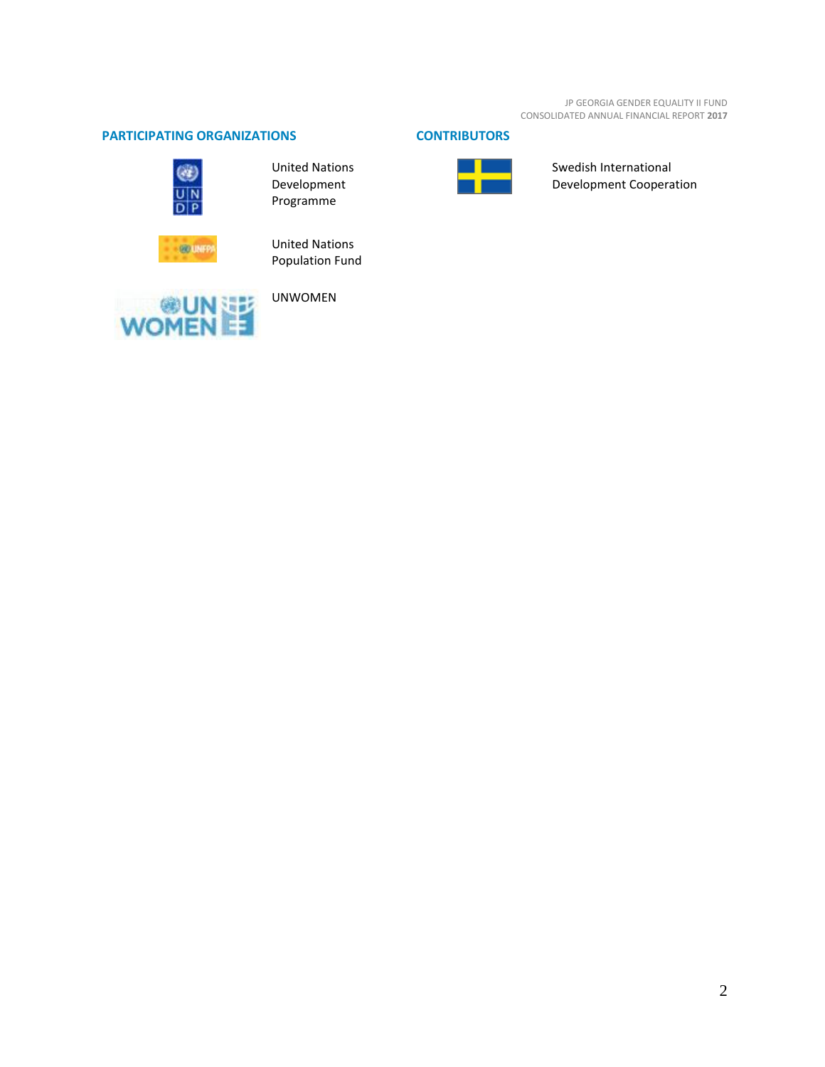## PARTICIPATING ORGANIZATIONS

United Nations Development Programme

United Nations Population Fund

UNWOMEN

## CONTRIBUTORS

Swedish International Development Cooperation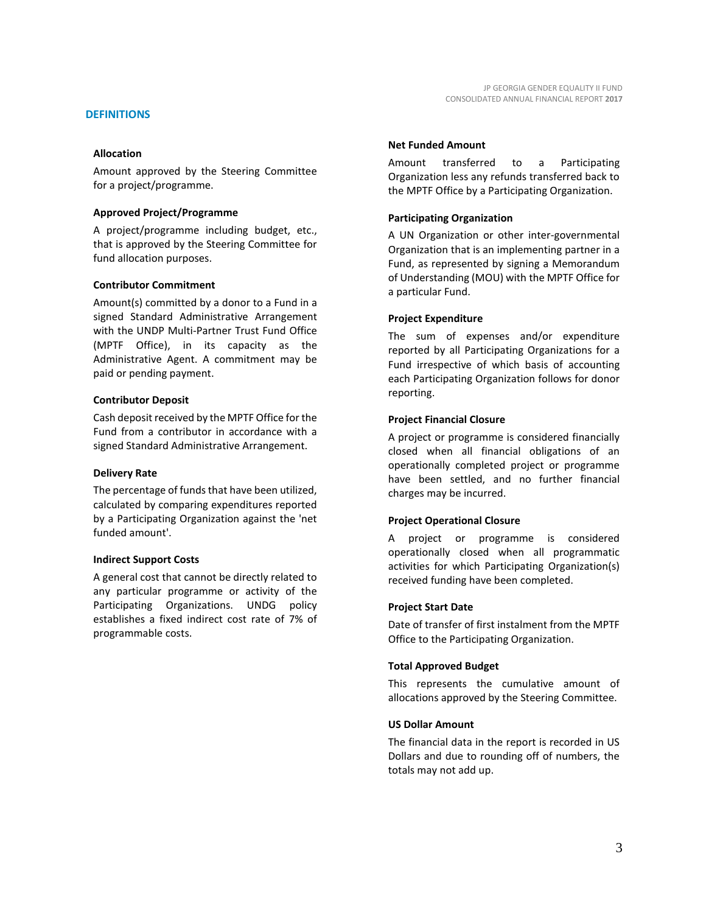## DEFINITIONS

### Allocation

Amount approved by the Steering Committee for a project/programme.

### Approved Project/Programme

A project/programme including budget, etc., that is approved by the Steering Committee for fund allocation purposes.

### Contributor Commitment

Amount(s) committed by a donor to a Fund in a signed Standard Administrative Arrangement with the UNDP Multi-Partner Trust Fund Office (MPTF Office), in its capacity as the Administrative Agent. A commitment may be paid or pending payment.

### Contributor Deposit

Cash deposit received by the MPTF Office for the Fund from a contributor in accordance with a signed Standard Administrative Arrangement.

### Delivery Rate

The percentage of funds that have been utilized, calculated by comparing expenditures reported by a Participating Organization against the 'net funded amount'.

### Indirect Support Costs

A general cost that cannot be directly related to any particular programme or activity of the Participating Organizations. UNDG policy establishes a fixed indirect cost rate of 7% of programmable costs.

### Net Funded Amount

Amount transferred to a Participating Organization less any refunds transferred back to the MPTF Office by a Participating Organization.

### Participating Organization

A UN Organization or other inter-governmental Organization that is an implementing partner in a Fund, as represented by signing a Memorandum of Understanding (MOU) with the MPTF Office for a particular Fund.

### Project Expenditure

The sum of expenses and/or expenditure reported by all Participating Organizations for a Fund irrespective of which basis of accounting each Participating Organization follows for donor reporting.

### Project Financial Closure

A project or programme is considered financially closed when all financial obligations of an operationally completed project or programme have been settled, and no further financial charges may be incurred.

### Project Operational Closure

A project or programme is considered operationally closed when all programmatic activities for which Participating Organization(s) received funding have been completed.

### Project Start Date

Date of transfer of first instalment from the MPTF Office to the Participating Organization.

### Total Approved Budget

This represents the cumulative amount of allocations approved by the Steering Committee.

### US Dollar Amount

The financial data in the report is recorded in US Dollars and due to rounding off of numbers, the totals may not add up.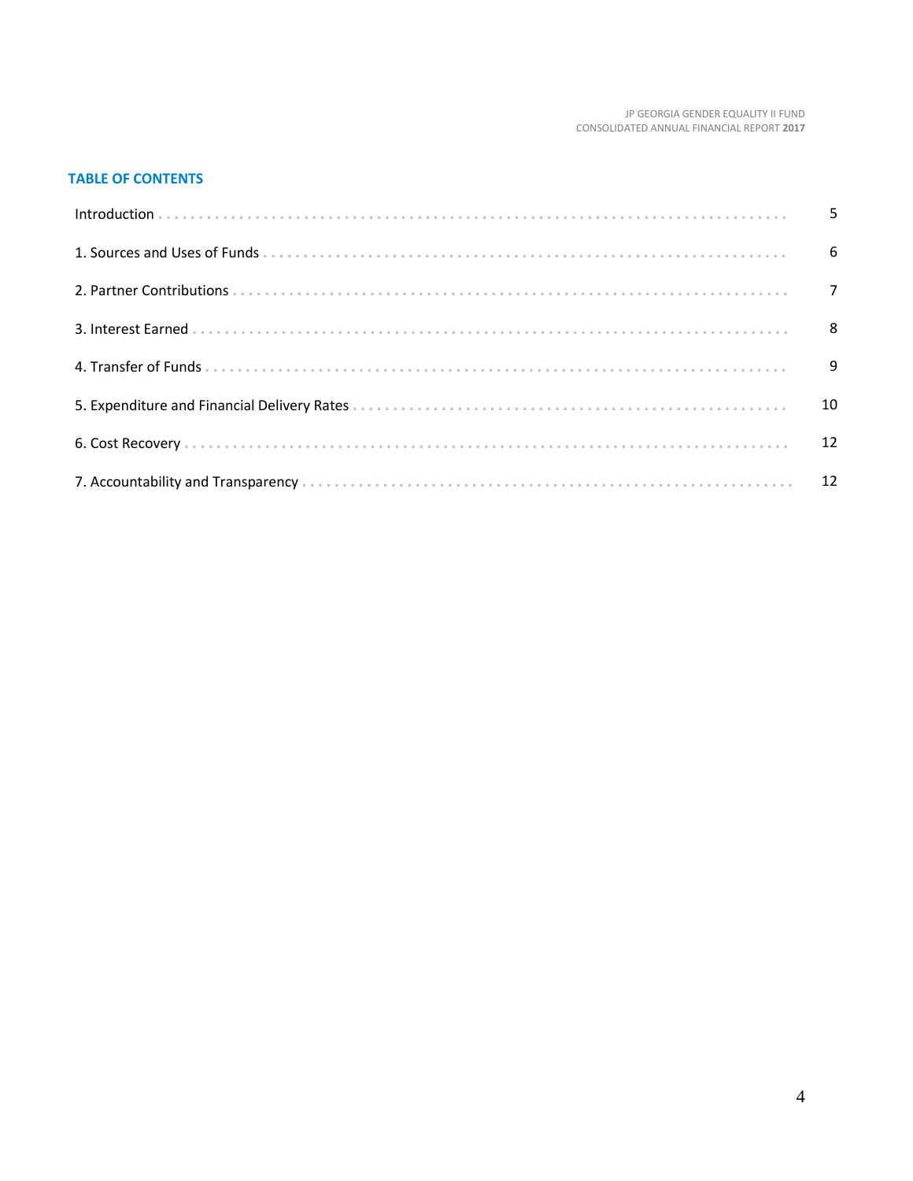## TABLE OF CONTENTS

| | |
|---|---|
| Introduction | 5 |
| 1. Sources and Uses of Funds | 6 |
| 2. Partner Contributions | 7 |
| 3. Interest Earned | 8 |
| 4. Transfer of Funds | 9 |
| 5. Expenditure and Financial Delivery Rates | 10 |
| 6. Cost Recovery | 12 |
| 7. Accountability and Transparency | 12 |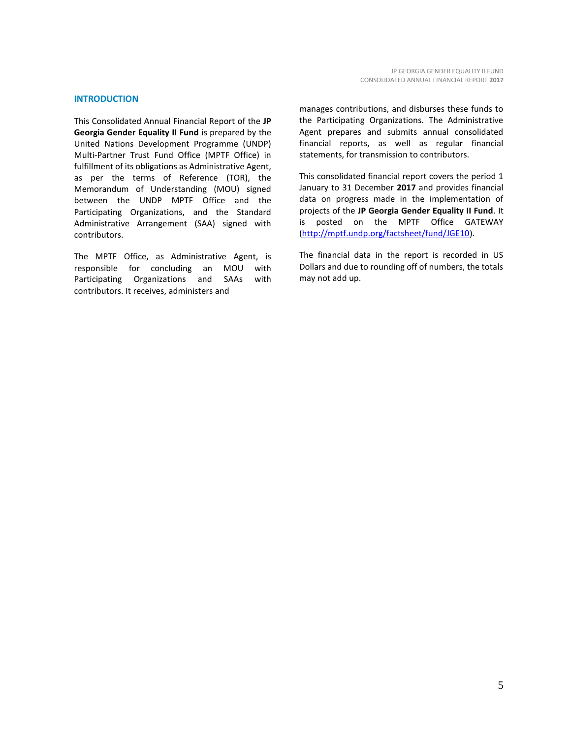## INTRODUCTION

This Consolidated Annual Financial Report of the **JP Georgia Gender Equality II Fund** is prepared by the United Nations Development Programme (UNDP) Multi-Partner Trust Fund Office (MPTF Office) in fulfillment of its obligations as Administrative Agent, as per the terms of Reference (TOR), the Memorandum of Understanding (MOU) signed between the UNDP MPTF Office and the Participating Organizations, and the Standard Administrative Arrangement (SAA) signed with contributors.

The MPTF Office, as Administrative Agent, is responsible for concluding an MOU with Participating Organizations and SAAs with contributors. It receives, administers and manages contributions, and disburses these funds to the Participating Organizations. The Administrative Agent prepares and submits annual consolidated financial reports, as well as regular financial statements, for transmission to contributors.

This consolidated financial report covers the period 1 January to 31 December **2017** and provides financial data on progress made in the implementation of projects of the **JP Georgia Gender Equality II Fund**. It is posted on the MPTF Office GATEWAY (http://mptf.undp.org/factsheet/fund/JGE10).

The financial data in the report is recorded in US Dollars and due to rounding off of numbers, the totals may not add up.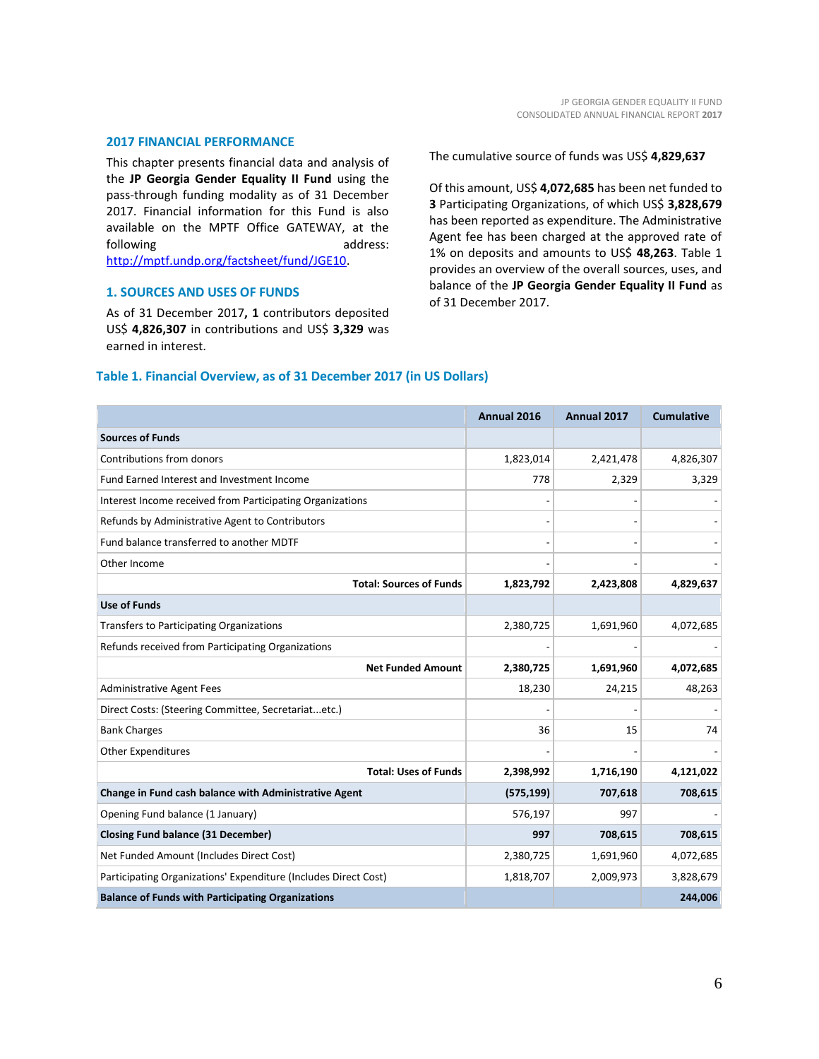## 2017 FINANCIAL PERFORMANCE

This chapter presents financial data and analysis of the **JP Georgia Gender Equality II Fund** using the pass-through funding modality as of 31 December 2017. Financial information for this Fund is also available on the MPTF Office GATEWAY, at the following address: http://mptf.undp.org/factsheet/fund/JGE10.

### 1. SOURCES AND USES OF FUNDS

As of 31 December 2017**, 1** contributors deposited US$ **4,826,307** in contributions and US$ **3,329** was earned in interest.

The cumulative source of funds was US$ **4,829,637**

Of this amount, US$ **4,072,685** has been net funded to **3** Participating Organizations, of which US$ **3,828,679** has been reported as expenditure. The Administrative Agent fee has been charged at the approved rate of 1% on deposits and amounts to US$ **48,263**. Table 1 provides an overview of the overall sources, uses, and balance of the **JP Georgia Gender Equality II Fund** as of 31 December 2017.

### Table 1. Financial Overview, as of 31 December 2017 (in US Dollars)

| | Annual 2016 | Annual 2017 | Cumulative |
|---|---|---|---|
| **Sources of Funds** | | | |
| Contributions from donors | 1,823,014 | 2,421,478 | 4,826,307 |
| Fund Earned Interest and Investment Income | 778 | 2,329 | 3,329 |
| Interest Income received from Participating Organizations | - | - | - |
| Refunds by Administrative Agent to Contributors | - | - | - |
| Fund balance transferred to another MDTF | - | - | - |
| Other Income | - | - | - |
| **Total: Sources of Funds** | **1,823,792** | **2,423,808** | **4,829,637** |
| **Use of Funds** | | | |
| Transfers to Participating Organizations | 2,380,725 | 1,691,960 | 4,072,685 |
| Refunds received from Participating Organizations | - | - | - |
| **Net Funded Amount** | **2,380,725** | **1,691,960** | **4,072,685** |
| Administrative Agent Fees | 18,230 | 24,215 | 48,263 |
| Direct Costs: (Steering Committee, Secretariat...etc.) | - | - | - |
| Bank Charges | 36 | 15 | 74 |
| Other Expenditures | - | - | - |
| **Total: Uses of Funds** | **2,398,992** | **1,716,190** | **4,121,022** |
| **Change in Fund cash balance with Administrative Agent** | **(575,199)** | **707,618** | **708,615** |
| Opening Fund balance (1 January) | 576,197 | 997 | - |
| **Closing Fund balance (31 December)** | **997** | **708,615** | **708,615** |
| Net Funded Amount (Includes Direct Cost) | 2,380,725 | 1,691,960 | 4,072,685 |
| Participating Organizations' Expenditure (Includes Direct Cost) | 1,818,707 | 2,009,973 | 3,828,679 |
| **Balance of Funds with Participating Organizations** | | | **244,006** |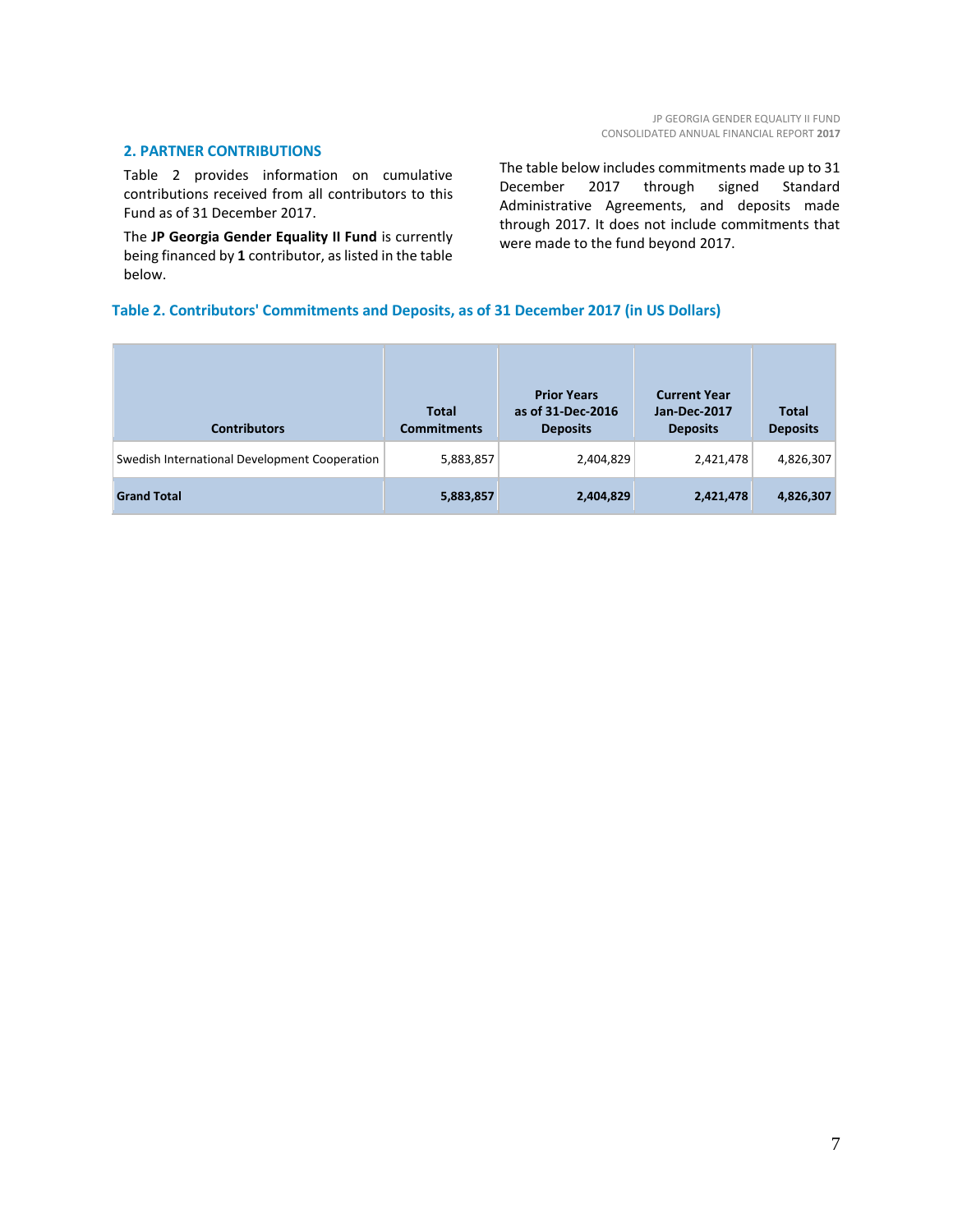## 2. PARTNER CONTRIBUTIONS

Table 2 provides information on cumulative contributions received from all contributors to this Fund as of 31 December 2017.

The **JP Georgia Gender Equality II Fund** is currently being financed by **1** contributor, as listed in the table below.

The table below includes commitments made up to 31 December 2017 through signed Standard Administrative Agreements, and deposits made through 2017. It does not include commitments that were made to the fund beyond 2017.

### Table 2. Contributors' Commitments and Deposits, as of 31 December 2017 (in US Dollars)

| Contributors | Total Commitments | Prior Years as of 31-Dec-2016 Deposits | Current Year Jan-Dec-2017 Deposits | Total Deposits |
|---|---|---|---|---|
| Swedish International Development Cooperation | 5,883,857 | 2,404,829 | 2,421,478 | 4,826,307 |
| **Grand Total** | **5,883,857** | **2,404,829** | **2,421,478** | **4,826,307** |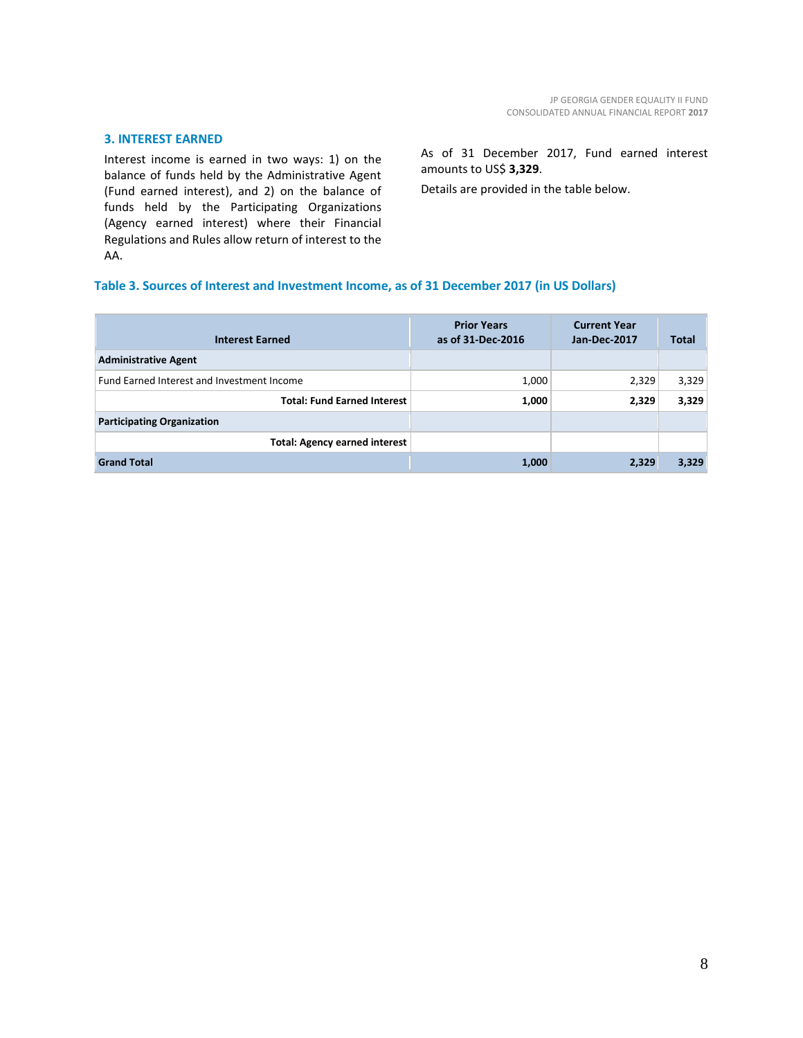## 3. INTEREST EARNED

Interest income is earned in two ways: 1) on the balance of funds held by the Administrative Agent (Fund earned interest), and 2) on the balance of funds held by the Participating Organizations (Agency earned interest) where their Financial Regulations and Rules allow return of interest to the AA.

As of 31 December 2017, Fund earned interest amounts to US$ **3,329**.

Details are provided in the table below.

### Table 3. Sources of Interest and Investment Income, as of 31 December 2017 (in US Dollars)

| Interest Earned | Prior Years as of 31-Dec-2016 | Current Year Jan-Dec-2017 | Total |
|---|---|---|---|
| **Administrative Agent** | | | |
| Fund Earned Interest and Investment Income | 1,000 | 2,329 | 3,329 |
| **Total: Fund Earned Interest** | **1,000** | **2,329** | **3,329** |
| **Participating Organization** | | | |
| **Total: Agency earned interest** | | | |
| **Grand Total** | **1,000** | **2,329** | **3,329** |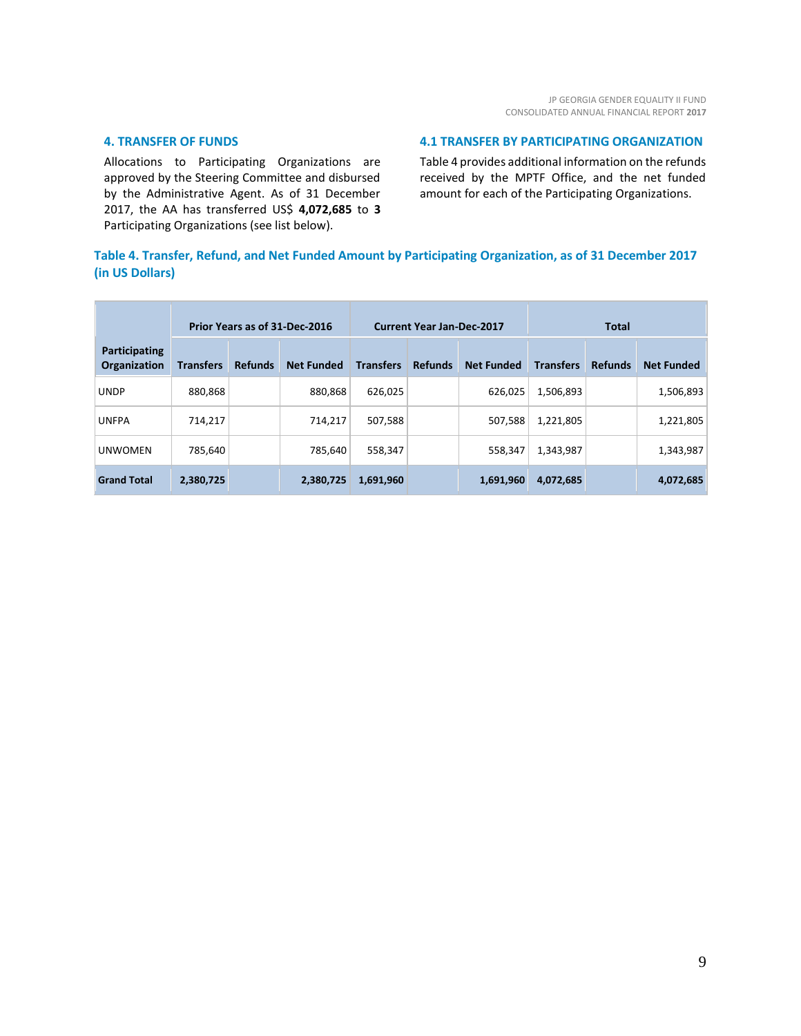## 4. TRANSFER OF FUNDS

Allocations to Participating Organizations are approved by the Steering Committee and disbursed by the Administrative Agent. As of 31 December 2017, the AA has transferred US$ **4,072,685** to **3** Participating Organizations (see list below).

## 4.1 TRANSFER BY PARTICIPATING ORGANIZATION

Table 4 provides additional information on the refunds received by the MPTF Office, and the net funded amount for each of the Participating Organizations.

**Table 4. Transfer, Refund, and Net Funded Amount by Participating Organization, as of 31 December 2017 (in US Dollars)**

| Participating Organization | Prior Years as of 31-Dec-2016 | | | Current Year Jan-Dec-2017 | | | Total | | |
|---|---|---|---|---|---|---|---|---|---|
| | Transfers | Refunds | Net Funded | Transfers | Refunds | Net Funded | Transfers | Refunds | Net Funded |
| UNDP | 880,868 | | 880,868 | 626,025 | | 626,025 | 1,506,893 | | 1,506,893 |
| UNFPA | 714,217 | | 714,217 | 507,588 | | 507,588 | 1,221,805 | | 1,221,805 |
| UNWOMEN | 785,640 | | 785,640 | 558,347 | | 558,347 | 1,343,987 | | 1,343,987 |
| **Grand Total** | **2,380,725** | | **2,380,725** | **1,691,960** | | **1,691,960** | **4,072,685** | | **4,072,685** |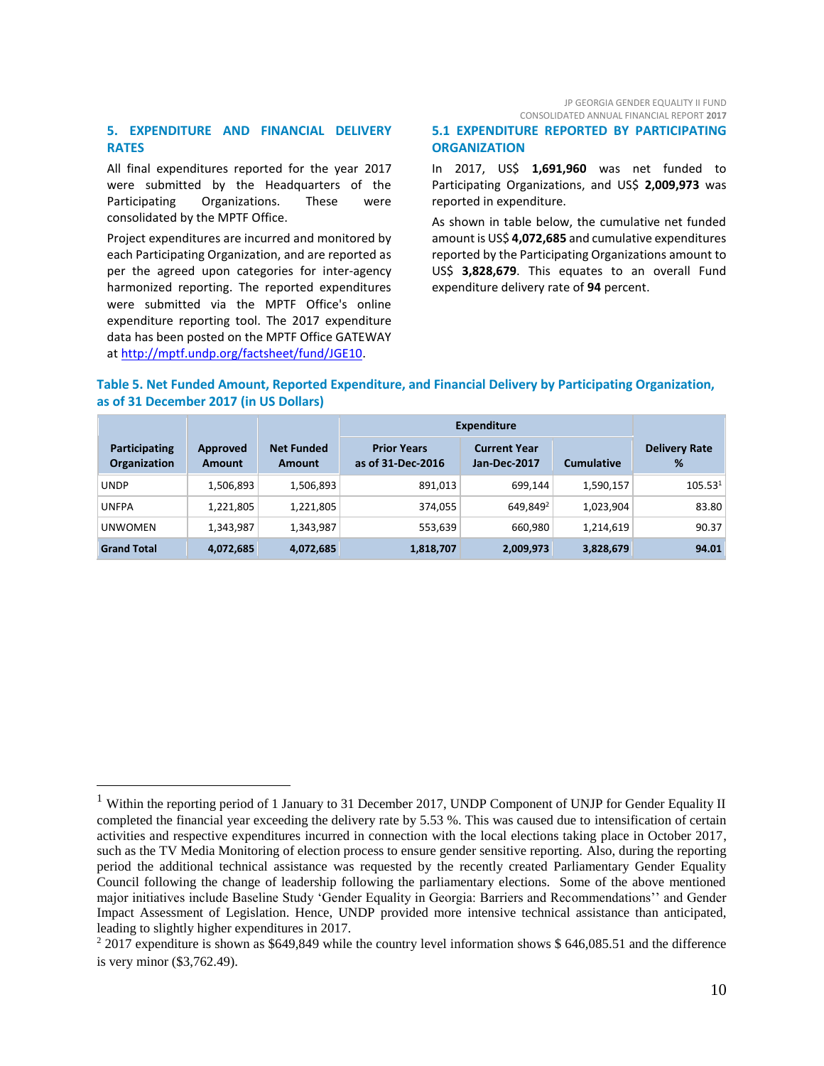## 5. EXPENDITURE AND FINANCIAL DELIVERY RATES

All final expenditures reported for the year 2017 were submitted by the Headquarters of the Participating Organizations. These were consolidated by the MPTF Office.

Project expenditures are incurred and monitored by each Participating Organization, and are reported as per the agreed upon categories for inter-agency harmonized reporting. The reported expenditures were submitted via the MPTF Office's online expenditure reporting tool. The 2017 expenditure data has been posted on the MPTF Office GATEWAY at http://mptf.undp.org/factsheet/fund/JGE10.

### 5.1 EXPENDITURE REPORTED BY PARTICIPATING ORGANIZATION

In 2017, US$ **1,691,960** was net funded to Participating Organizations, and US$ **2,009,973** was reported in expenditure.

As shown in table below, the cumulative net funded amount is US$ **4,072,685** and cumulative expenditures reported by the Participating Organizations amount to US$ **3,828,679**. This equates to an overall Fund expenditure delivery rate of **94** percent.

**Table 5. Net Funded Amount, Reported Expenditure, and Financial Delivery by Participating Organization, as of 31 December 2017 (in US Dollars)**

| Participating Organization | Approved Amount | Net Funded Amount | Expenditure | | | Delivery Rate % |
|---|---|---|---|---|---|---|
| | | | Prior Years as of 31-Dec-2016 | Current Year Jan-Dec-2017 | Cumulative | |
| UNDP | 1,506,893 | 1,506,893 | 891,013 | 699,144 | 1,590,157 | 105.53[1] |
| UNFPA | 1,221,805 | 1,221,805 | 374,055 | 649,849[2] | 1,023,904 | 83.80 |
| UNWOMEN | 1,343,987 | 1,343,987 | 553,639 | 660,980 | 1,214,619 | 90.37 |
| **Grand Total** | **4,072,685** | **4,072,685** | **1,818,707** | **2,009,973** | **3,828,679** | **94.01** |

---

[1] Within the reporting period of 1 January to 31 December 2017, UNDP Component of UNJP for Gender Equality II completed the financial year exceeding the delivery rate by 5.53 %. This was caused due to intensification of certain activities and respective expenditures incurred in connection with the local elections taking place in October 2017, such as the TV Media Monitoring of election process to ensure gender sensitive reporting. Also, during the reporting period the additional technical assistance was requested by the recently created Parliamentary Gender Equality Council following the change of leadership following the parliamentary elections. Some of the above mentioned major initiatives include Baseline Study 'Gender Equality in Georgia: Barriers and Recommendations'' and Gender Impact Assessment of Legislation. Hence, UNDP provided more intensive technical assistance than anticipated, leading to slightly higher expenditures in 2017.

[2] 2017 expenditure is shown as $649,849 while the country level information shows $ 646,085.51 and the difference is very minor ($3,762.49).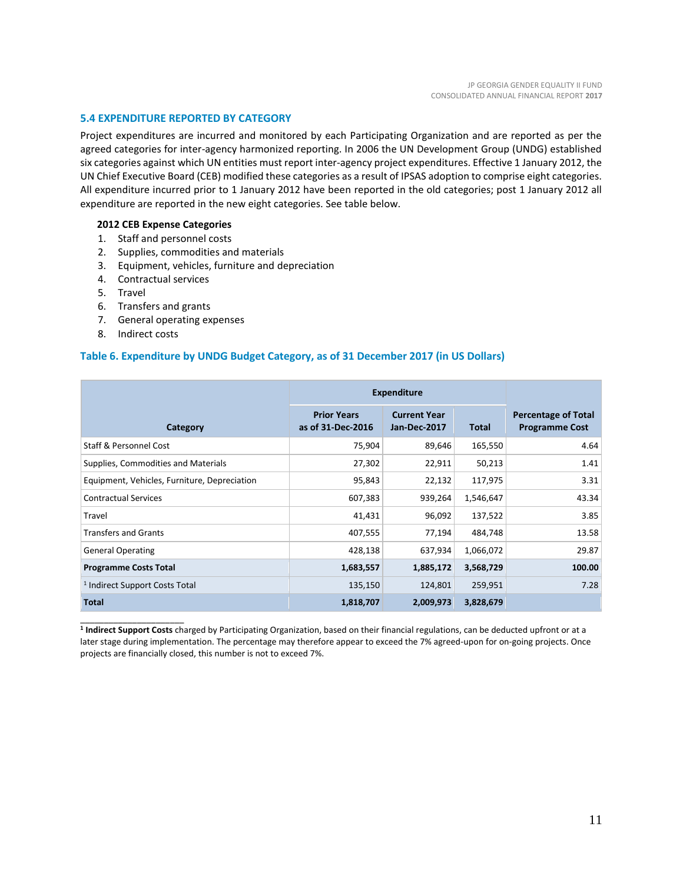## 5.4 EXPENDITURE REPORTED BY CATEGORY

Project expenditures are incurred and monitored by each Participating Organization and are reported as per the agreed categories for inter-agency harmonized reporting. In 2006 the UN Development Group (UNDG) established six categories against which UN entities must report inter-agency project expenditures. Effective 1 January 2012, the UN Chief Executive Board (CEB) modified these categories as a result of IPSAS adoption to comprise eight categories. All expenditure incurred prior to 1 January 2012 have been reported in the old categories; post 1 January 2012 all expenditure are reported in the new eight categories. See table below.

**2012 CEB Expense Categories**

1. Staff and personnel costs
2. Supplies, commodities and materials
3. Equipment, vehicles, furniture and depreciation
4. Contractual services
5. Travel
6. Transfers and grants
7. General operating expenses
8. Indirect costs

### Table 6. Expenditure by UNDG Budget Category, as of 31 December 2017 (in US Dollars)

| Category | Expenditure | | | Percentage of Total Programme Cost |
|---|---|---|---|---|
| | Prior Years as of 31-Dec-2016 | Current Year Jan-Dec-2017 | Total | |
| Staff & Personnel Cost | 75,904 | 89,646 | 165,550 | 4.64 |
| Supplies, Commodities and Materials | 27,302 | 22,911 | 50,213 | 1.41 |
| Equipment, Vehicles, Furniture, Depreciation | 95,843 | 22,132 | 117,975 | 3.31 |
| Contractual Services | 607,383 | 939,264 | 1,546,647 | 43.34 |
| Travel | 41,431 | 96,092 | 137,522 | 3.85 |
| Transfers and Grants | 407,555 | 77,194 | 484,748 | 13.58 |
| General Operating | 428,138 | 637,934 | 1,066,072 | 29.87 |
| **Programme Costs Total** | **1,683,557** | **1,885,172** | **3,568,729** | **100.00** |
| [1] Indirect Support Costs Total | 135,150 | 124,801 | 259,951 | 7.28 |
| **Total** | **1,818,707** | **2,009,973** | **3,828,679** | |

[1] **Indirect Support Costs** charged by Participating Organization, based on their financial regulations, can be deducted upfront or at a later stage during implementation. The percentage may therefore appear to exceed the 7% agreed-upon for on-going projects. Once projects are financially closed, this number is not to exceed 7%.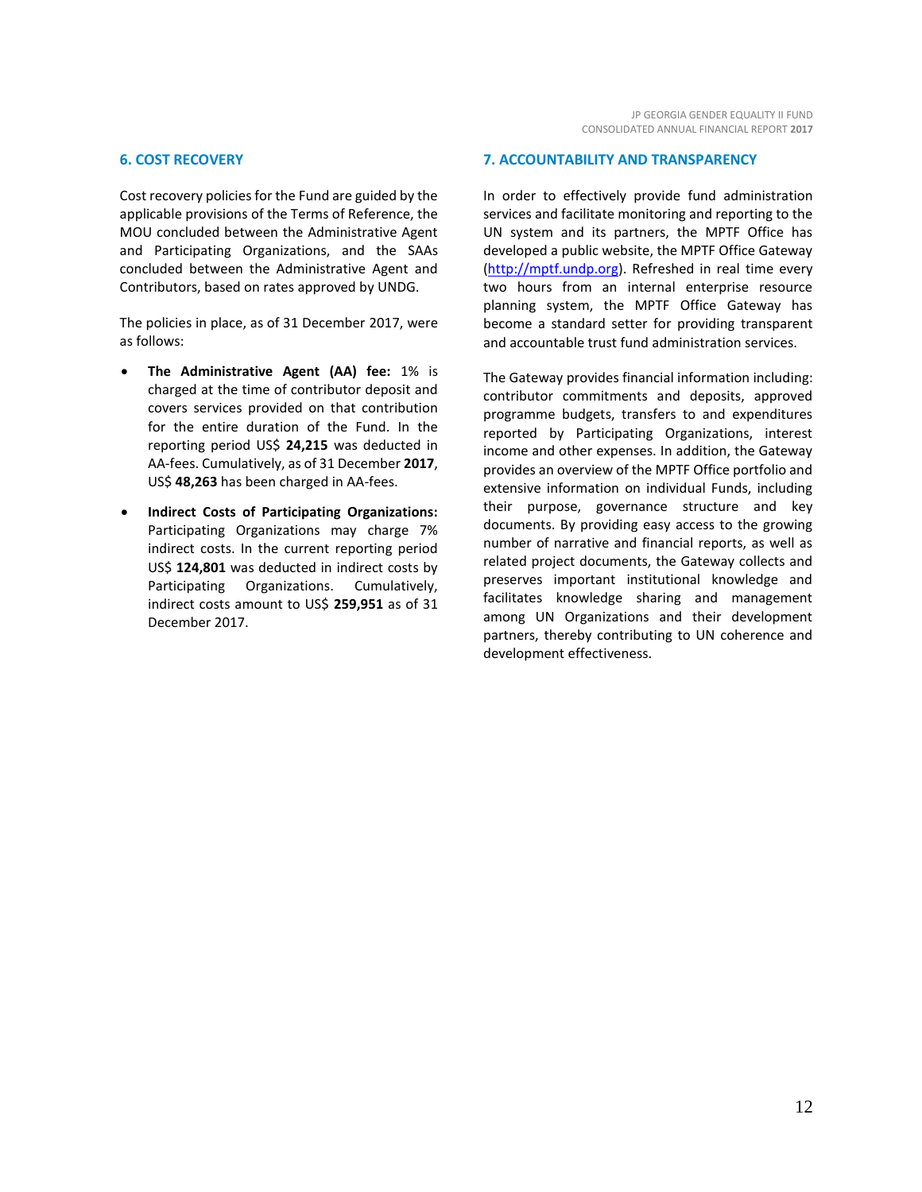## 6. COST RECOVERY

Cost recovery policies for the Fund are guided by the applicable provisions of the Terms of Reference, the MOU concluded between the Administrative Agent and Participating Organizations, and the SAAs concluded between the Administrative Agent and Contributors, based on rates approved by UNDG.

The policies in place, as of 31 December 2017, were as follows:

- **The Administrative Agent (AA) fee:** 1% is charged at the time of contributor deposit and covers services provided on that contribution for the entire duration of the Fund. In the reporting period US$ **24,215** was deducted in AA-fees. Cumulatively, as of 31 December **2017**, US$ **48,263** has been charged in AA-fees.
- **Indirect Costs of Participating Organizations:** Participating Organizations may charge 7% indirect costs. In the current reporting period US$ **124,801** was deducted in indirect costs by Participating Organizations. Cumulatively, indirect costs amount to US$ **259,951** as of 31 December 2017.

## 7. ACCOUNTABILITY AND TRANSPARENCY

In order to effectively provide fund administration services and facilitate monitoring and reporting to the UN system and its partners, the MPTF Office has developed a public website, the MPTF Office Gateway (http://mptf.undp.org). Refreshed in real time every two hours from an internal enterprise resource planning system, the MPTF Office Gateway has become a standard setter for providing transparent and accountable trust fund administration services.

The Gateway provides financial information including: contributor commitments and deposits, approved programme budgets, transfers to and expenditures reported by Participating Organizations, interest income and other expenses. In addition, the Gateway provides an overview of the MPTF Office portfolio and extensive information on individual Funds, including their purpose, governance structure and key documents. By providing easy access to the growing number of narrative and financial reports, as well as related project documents, the Gateway collects and preserves important institutional knowledge and facilitates knowledge sharing and management among UN Organizations and their development partners, thereby contributing to UN coherence and development effectiveness.